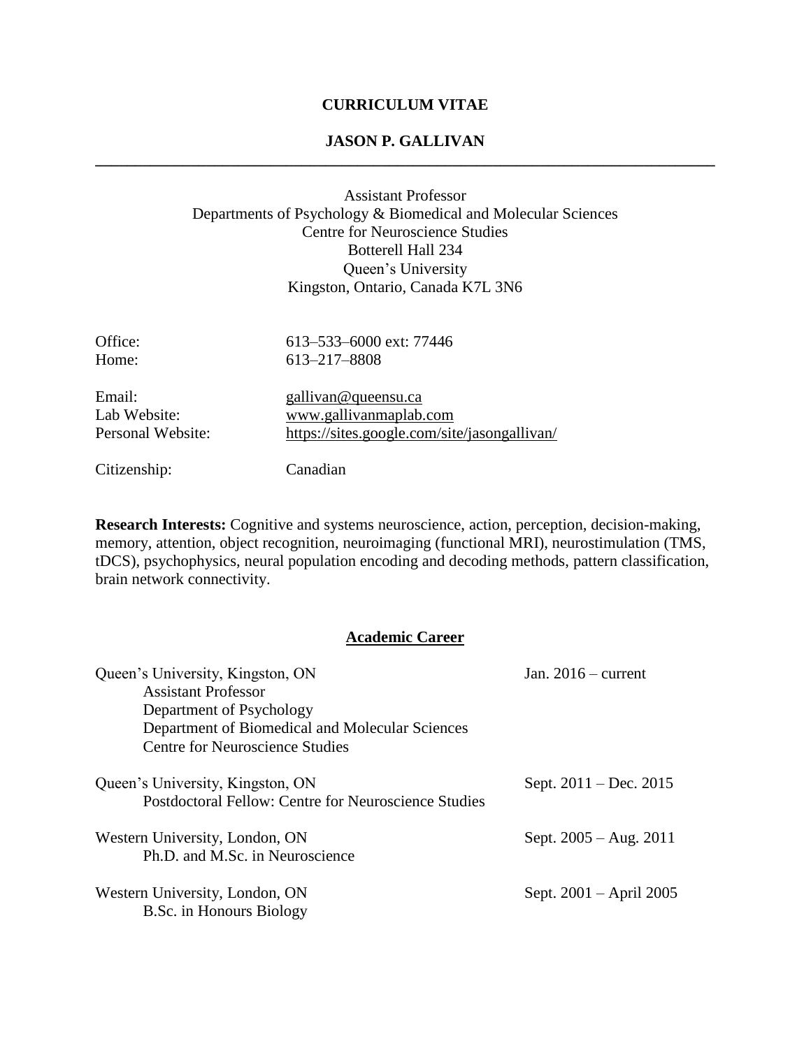# CURRICULUM VITAE

# JASON P. GALLIVAN

---

Assistant Professor
Departments of Psychology & Biomedical and Molecular Sciences
Centre for Neuroscience Studies
Botterell Hall 234
Queen's University
Kingston, Ontario, Canada K7L 3N6

| | |
|---|---|
| Office: | 613–533–6000 ext: 77446 |
| Home: | 613–217–8808 |
| Email: | gallivan@queensu.ca |
| Lab Website: | www.gallivanmaplab.com |
| Personal Website: | https://sites.google.com/site/jasongallivan/ |
| Citizenship: | Canadian |

**Research Interests:** Cognitive and systems neuroscience, action, perception, decision-making, memory, attention, object recognition, neuroimaging (functional MRI), neurostimulation (TMS, tDCS), psychophysics, neural population encoding and decoding methods, pattern classification, brain network connectivity.

## Academic Career

Queen's University, Kingston, ON — Jan. 2016 – current
- Assistant Professor
- Department of Psychology
- Department of Biomedical and Molecular Sciences
- Centre for Neuroscience Studies

Queen's University, Kingston, ON — Sept. 2011 – Dec. 2015
- Postdoctoral Fellow: Centre for Neuroscience Studies

Western University, London, ON — Sept. 2005 – Aug. 2011
- Ph.D. and M.Sc. in Neuroscience

Western University, London, ON — Sept. 2001 – April 2005
- B.Sc. in Honours Biology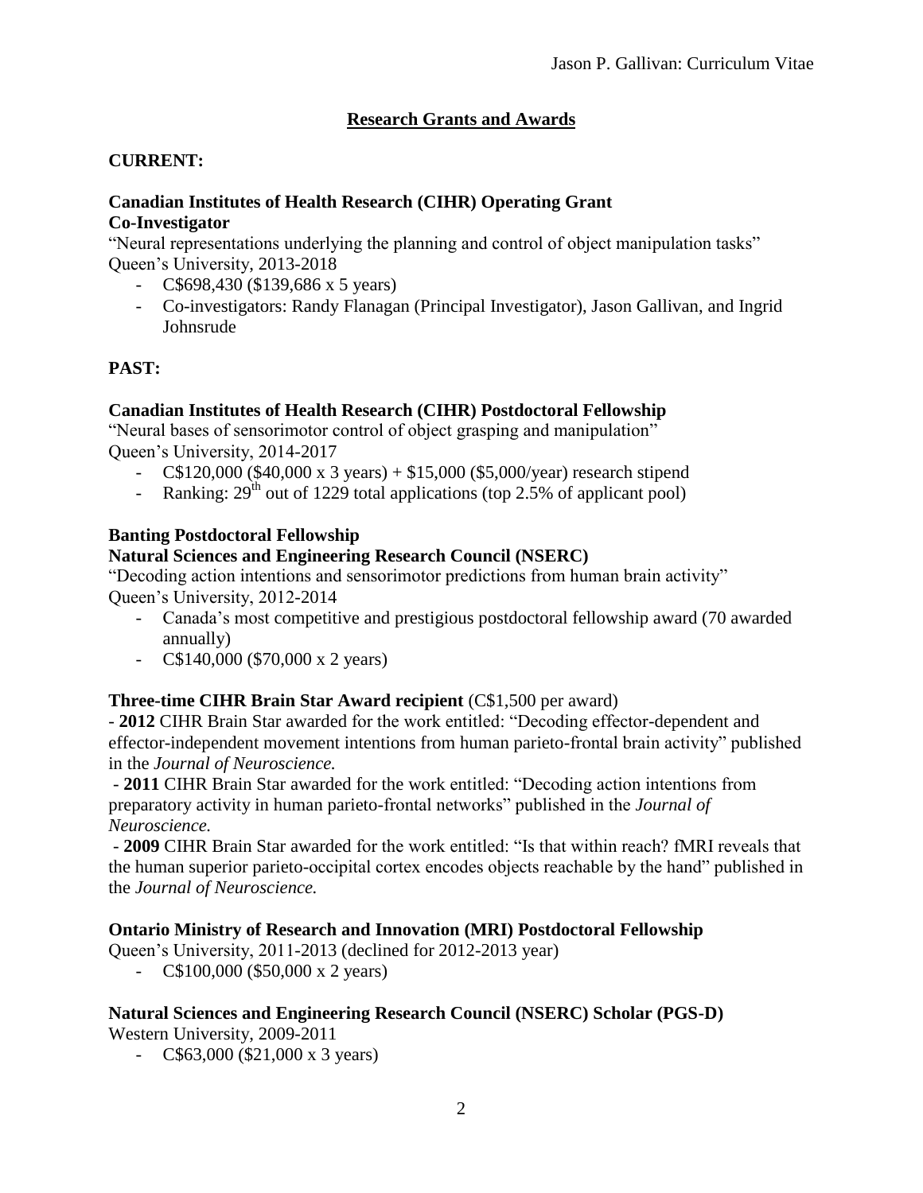## Research Grants and Awards

**CURRENT:**

**Canadian Institutes of Health Research (CIHR) Operating Grant**
**Co-Investigator**

"Neural representations underlying the planning and control of object manipulation tasks"
Queen's University, 2013-2018

- C$698,430 ($139,686 x 5 years)
- Co-investigators: Randy Flanagan (Principal Investigator), Jason Gallivan, and Ingrid Johnsrude

**PAST:**

**Canadian Institutes of Health Research (CIHR) Postdoctoral Fellowship**

"Neural bases of sensorimotor control of object grasping and manipulation"
Queen's University, 2014-2017

- C$120,000 ($40,000 x 3 years) + $15,000 ($5,000/year) research stipend
- Ranking: 29th out of 1229 total applications (top 2.5% of applicant pool)

**Banting Postdoctoral Fellowship**
**Natural Sciences and Engineering Research Council (NSERC)**

"Decoding action intentions and sensorimotor predictions from human brain activity"
Queen's University, 2012-2014

- Canada's most competitive and prestigious postdoctoral fellowship award (70 awarded annually)
- C$140,000 ($70,000 x 2 years)

**Three-time CIHR Brain Star Award recipient** (C$1,500 per award)

- **2012** CIHR Brain Star awarded for the work entitled: "Decoding effector-dependent and effector-independent movement intentions from human parieto-frontal brain activity" published in the *Journal of Neuroscience.*
- **2011** CIHR Brain Star awarded for the work entitled: "Decoding action intentions from preparatory activity in human parieto-frontal networks" published in the *Journal of Neuroscience.*
- **2009** CIHR Brain Star awarded for the work entitled: "Is that within reach? fMRI reveals that the human superior parieto-occipital cortex encodes objects reachable by the hand" published in the *Journal of Neuroscience.*

**Ontario Ministry of Research and Innovation (MRI) Postdoctoral Fellowship**

Queen's University, 2011-2013 (declined for 2012-2013 year)

- C$100,000 ($50,000 x 2 years)

**Natural Sciences and Engineering Research Council (NSERC) Scholar (PGS-D)**

Western University, 2009-2011

- C$63,000 ($21,000 x 3 years)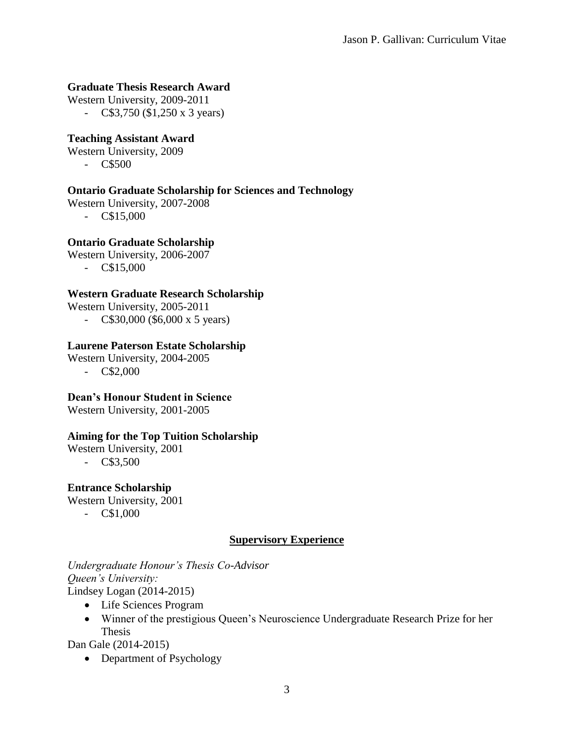**Graduate Thesis Research Award**

Western University, 2009-2011

- C$3,750 ($1,250 x 3 years)

**Teaching Assistant Award**

Western University, 2009

- C$500

**Ontario Graduate Scholarship for Sciences and Technology**

Western University, 2007-2008

- C$15,000

**Ontario Graduate Scholarship**

Western University, 2006-2007

- C$15,000

**Western Graduate Research Scholarship**

Western University, 2005-2011

- C$30,000 ($6,000 x 5 years)

**Laurene Paterson Estate Scholarship**

Western University, 2004-2005

- C$2,000

**Dean's Honour Student in Science**

Western University, 2001-2005

**Aiming for the Top Tuition Scholarship**

Western University, 2001

- C$3,500

**Entrance Scholarship**

Western University, 2001

- C$1,000

## Supervisory Experience

*Undergraduate Honour's Thesis Co-Advisor*

*Queen's University:*

Lindsey Logan (2014-2015)

- Life Sciences Program
- Winner of the prestigious Queen's Neuroscience Undergraduate Research Prize for her Thesis

Dan Gale (2014-2015)

- Department of Psychology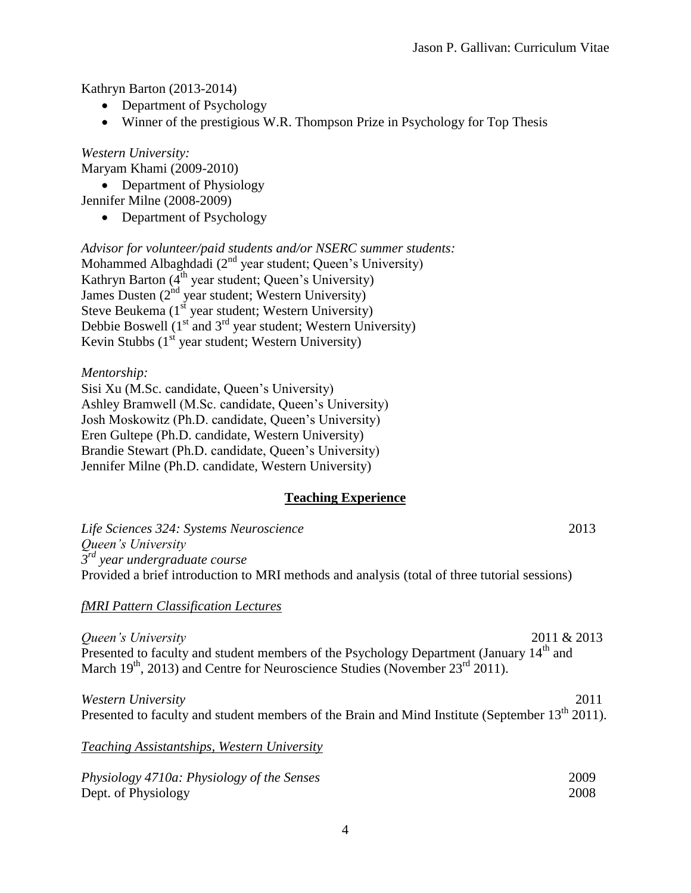Kathryn Barton (2013-2014)

- Department of Psychology
- Winner of the prestigious W.R. Thompson Prize in Psychology for Top Thesis

*Western University:*

Maryam Khami (2009-2010)

- Department of Physiology

Jennifer Milne (2008-2009)

- Department of Psychology

*Advisor for volunteer/paid students and/or NSERC summer students:*

Mohammed Albaghdadi (2nd year student; Queen's University)
Kathryn Barton (4th year student; Queen's University)
James Dusten (2nd year student; Western University)
Steve Beukema (1st year student; Western University)
Debbie Boswell (1st and 3rd year student; Western University)
Kevin Stubbs (1st year student; Western University)

*Mentorship:*

Sisi Xu (M.Sc. candidate, Queen's University)
Ashley Bramwell (M.Sc. candidate, Queen's University)
Josh Moskowitz (Ph.D. candidate, Queen's University)
Eren Gultepe (Ph.D. candidate, Western University)
Brandie Stewart (Ph.D. candidate, Queen's University)
Jennifer Milne (Ph.D. candidate, Western University)

## Teaching Experience

*Life Sciences 324: Systems Neuroscience* 2013
*Queen's University*
*3rd year undergraduate course*
Provided a brief introduction to MRI methods and analysis (total of three tutorial sessions)

*fMRI Pattern Classification Lectures*

*Queen's University* 2011 & 2013
Presented to faculty and student members of the Psychology Department (January 14th and March 19th, 2013) and Centre for Neuroscience Studies (November 23rd 2011).

*Western University* 2011
Presented to faculty and student members of the Brain and Mind Institute (September 13th 2011).

*Teaching Assistantships, Western University*

*Physiology 4710a: Physiology of the Senses* 2009
Dept. of Physiology 2008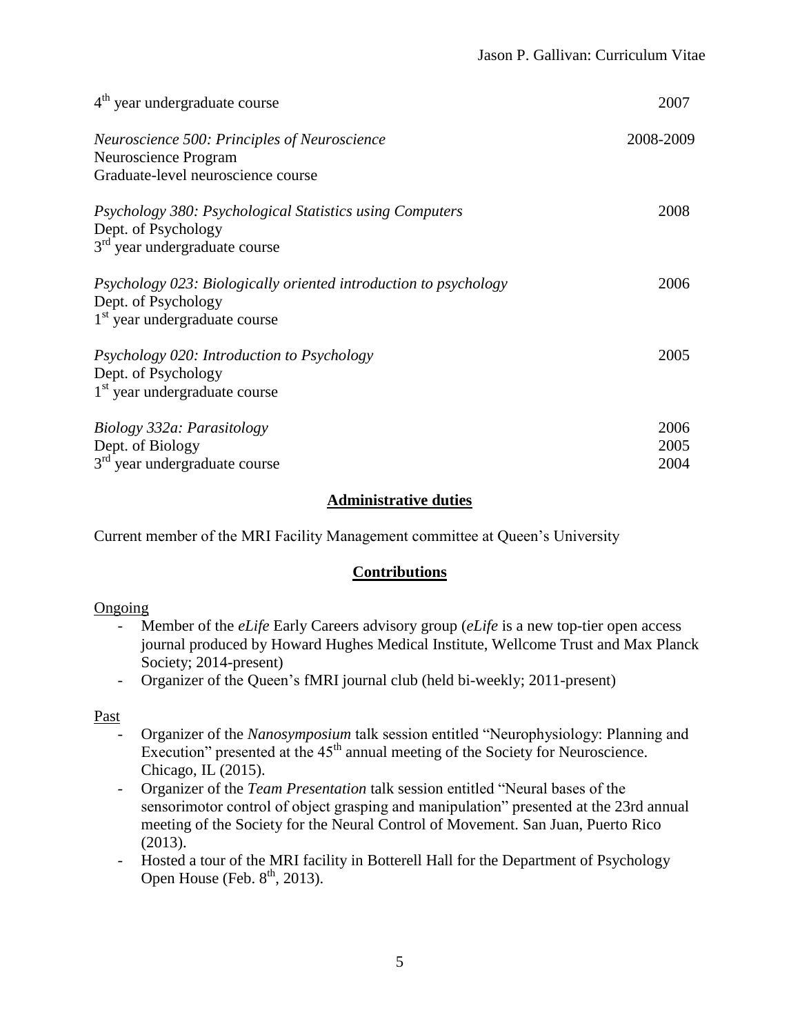4th year undergraduate course | 2007

*Neuroscience 500: Principles of Neuroscience* | 2008-2009
Neuroscience Program
Graduate-level neuroscience course

*Psychology 380: Psychological Statistics using Computers* | 2008
Dept. of Psychology
3rd year undergraduate course

*Psychology 023: Biologically oriented introduction to psychology* | 2006
Dept. of Psychology
1st year undergraduate course

*Psychology 020: Introduction to Psychology* | 2005
Dept. of Psychology
1st year undergraduate course

*Biology 332a: Parasitology* | 2006, 2005, 2004
Dept. of Biology
3rd year undergraduate course

## Administrative duties

Current member of the MRI Facility Management committee at Queen's University

## Contributions

Ongoing

- Member of the *eLife* Early Careers advisory group (*eLife* is a new top-tier open access journal produced by Howard Hughes Medical Institute, Wellcome Trust and Max Planck Society; 2014-present)
- Organizer of the Queen's fMRI journal club (held bi-weekly; 2011-present)

Past

- Organizer of the *Nanosymposium* talk session entitled "Neurophysiology: Planning and Execution" presented at the 45th annual meeting of the Society for Neuroscience. Chicago, IL (2015).
- Organizer of the *Team Presentation* talk session entitled "Neural bases of the sensorimotor control of object grasping and manipulation" presented at the 23rd annual meeting of the Society for the Neural Control of Movement. San Juan, Puerto Rico (2013).
- Hosted a tour of the MRI facility in Botterell Hall for the Department of Psychology Open House (Feb. 8th, 2013).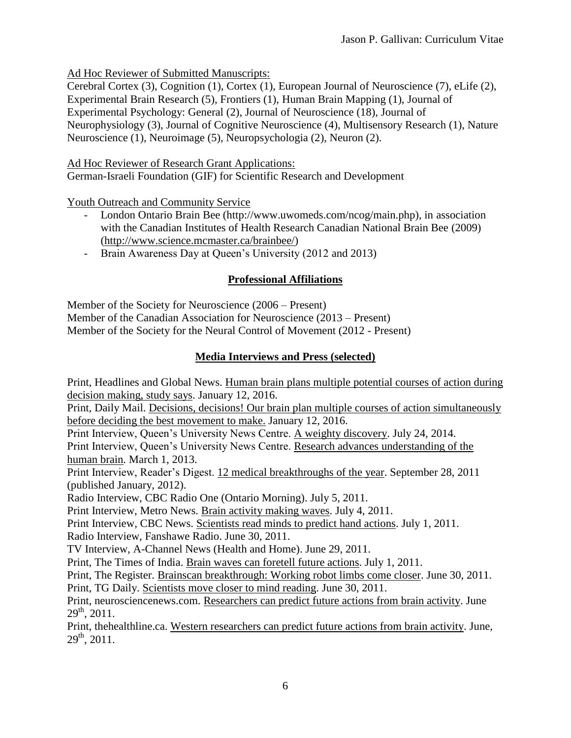Ad Hoc Reviewer of Submitted Manuscripts:

Cerebral Cortex (3), Cognition (1), Cortex (1), European Journal of Neuroscience (7), eLife (2), Experimental Brain Research (5), Frontiers (1), Human Brain Mapping (1), Journal of Experimental Psychology: General (2), Journal of Neuroscience (18), Journal of Neurophysiology (3), Journal of Cognitive Neuroscience (4), Multisensory Research (1), Nature Neuroscience (1), Neuroimage (5), Neuropsychologia (2), Neuron (2).

Ad Hoc Reviewer of Research Grant Applications:

German-Israeli Foundation (GIF) for Scientific Research and Development

Youth Outreach and Community Service

- London Ontario Brain Bee (http://www.uwomeds.com/ncog/main.php), in association with the Canadian Institutes of Health Research Canadian National Brain Bee (2009) (http://www.science.mcmaster.ca/brainbee/)
- Brain Awareness Day at Queen's University (2012 and 2013)

## Professional Affiliations

Member of the Society for Neuroscience (2006 – Present)
Member of the Canadian Association for Neuroscience (2013 – Present)
Member of the Society for the Neural Control of Movement (2012 - Present)

## Media Interviews and Press (selected)

Print, Headlines and Global News. Human brain plans multiple potential courses of action during decision making, study says. January 12, 2016.

Print, Daily Mail. Decisions, decisions! Our brain plan multiple courses of action simultaneously before deciding the best movement to make. January 12, 2016.

Print Interview, Queen's University News Centre. A weighty discovery. July 24, 2014.

Print Interview, Queen's University News Centre. Research advances understanding of the human brain. March 1, 2013.

Print Interview, Reader's Digest. 12 medical breakthroughs of the year. September 28, 2011 (published January, 2012).

Radio Interview, CBC Radio One (Ontario Morning). July 5, 2011.

Print Interview, Metro News. Brain activity making waves. July 4, 2011.

Print Interview, CBC News. Scientists read minds to predict hand actions. July 1, 2011.

Radio Interview, Fanshawe Radio. June 30, 2011.

TV Interview, A-Channel News (Health and Home). June 29, 2011.

Print, The Times of India. Brain waves can foretell future actions. July 1, 2011.

Print, The Register. Brainscan breakthrough: Working robot limbs come closer. June 30, 2011.

Print, TG Daily. Scientists move closer to mind reading. June 30, 2011.

Print, neurosciencenews.com. Researchers can predict future actions from brain activity. June 29th, 2011.

Print, thehealthline.ca. Western researchers can predict future actions from brain activity. June, 29th, 2011.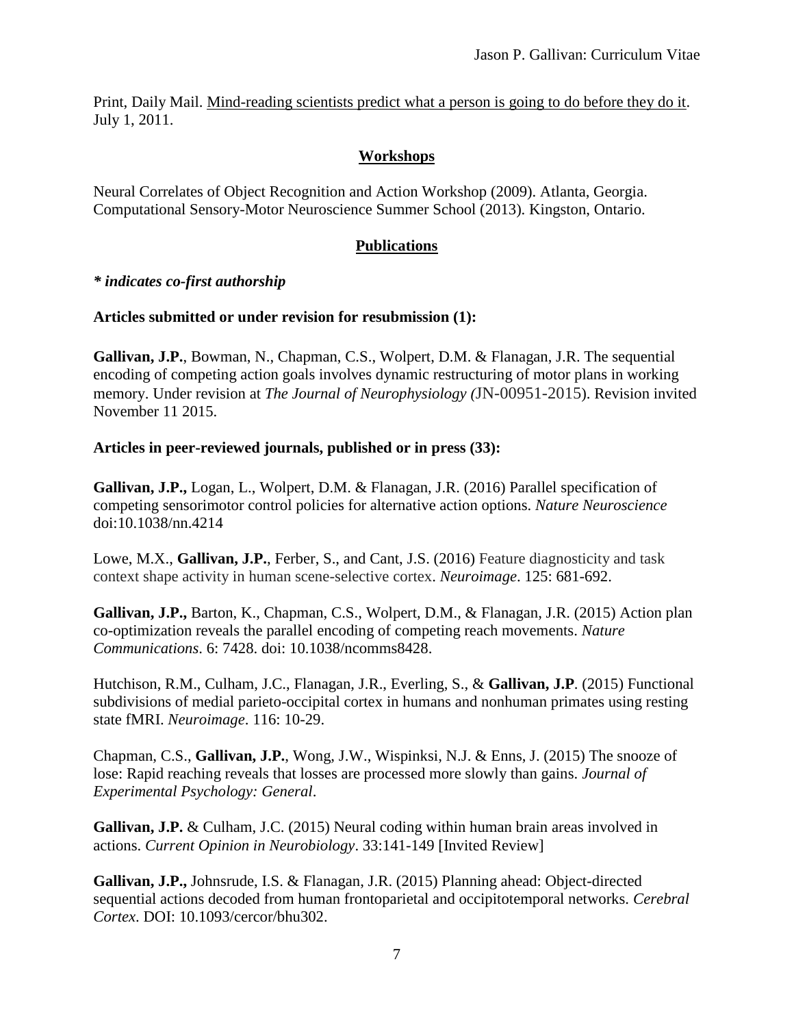Print, Daily Mail. Mind-reading scientists predict what a person is going to do before they do it. July 1, 2011.

## Workshops

Neural Correlates of Object Recognition and Action Workshop (2009). Atlanta, Georgia.
Computational Sensory-Motor Neuroscience Summer School (2013). Kingston, Ontario.

## Publications

***\* indicates co-first authorship***

**Articles submitted or under revision for resubmission (1):**

**Gallivan, J.P.**, Bowman, N., Chapman, C.S., Wolpert, D.M. & Flanagan, J.R. The sequential encoding of competing action goals involves dynamic restructuring of motor plans in working memory. Under revision at *The Journal of Neurophysiology (*JN-00951-2015). Revision invited November 11 2015.

**Articles in peer-reviewed journals, published or in press (33):**

**Gallivan, J.P.,** Logan, L., Wolpert, D.M. & Flanagan, J.R. (2016) Parallel specification of competing sensorimotor control policies for alternative action options. *Nature Neuroscience* doi:10.1038/nn.4214

Lowe, M.X., **Gallivan, J.P.**, Ferber, S., and Cant, J.S. (2016) Feature diagnosticity and task context shape activity in human scene-selective cortex. *Neuroimage*. 125: 681-692.

**Gallivan, J.P.,** Barton, K., Chapman, C.S., Wolpert, D.M., & Flanagan, J.R. (2015) Action plan co-optimization reveals the parallel encoding of competing reach movements. *Nature Communications*. 6: 7428. doi: 10.1038/ncomms8428.

Hutchison, R.M., Culham, J.C., Flanagan, J.R., Everling, S., & **Gallivan, J.P**. (2015) Functional subdivisions of medial parieto-occipital cortex in humans and nonhuman primates using resting state fMRI. *Neuroimage*. 116: 10-29.

Chapman, C.S., **Gallivan, J.P.**, Wong, J.W., Wispinksi, N.J. & Enns, J. (2015) The snooze of lose: Rapid reaching reveals that losses are processed more slowly than gains. *Journal of Experimental Psychology: General*.

**Gallivan, J.P.** & Culham, J.C. (2015) Neural coding within human brain areas involved in actions. *Current Opinion in Neurobiology*. 33:141-149 [Invited Review]

**Gallivan, J.P.,** Johnsrude, I.S. & Flanagan, J.R. (2015) Planning ahead: Object-directed sequential actions decoded from human frontoparietal and occipitotemporal networks. *Cerebral Cortex*. DOI: 10.1093/cercor/bhu302.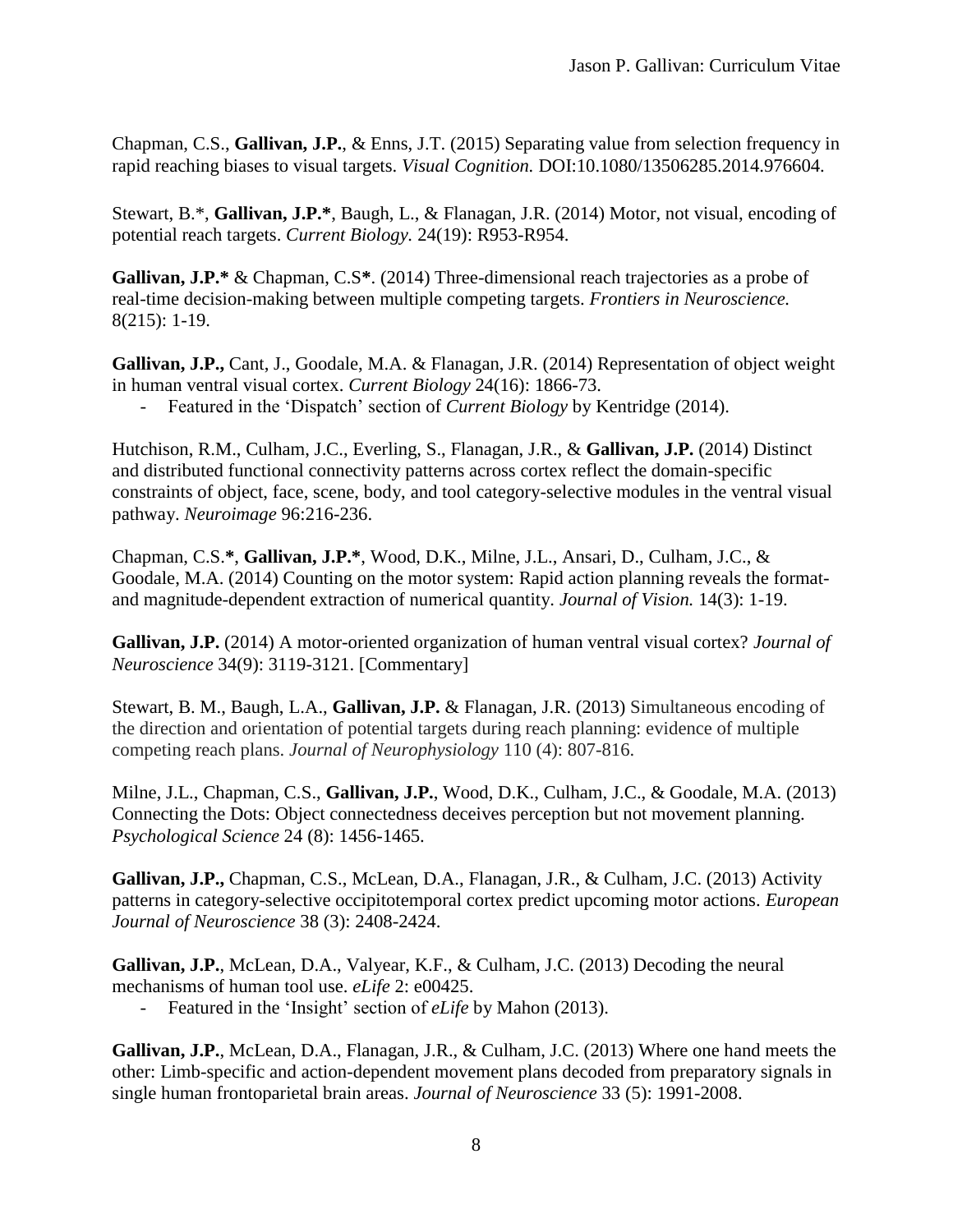Chapman, C.S., **Gallivan, J.P.**, & Enns, J.T. (2015) Separating value from selection frequency in rapid reaching biases to visual targets. *Visual Cognition.* DOI:10.1080/13506285.2014.976604.

Stewart, B.*, **Gallivan, J.P.***, Baugh, L., & Flanagan, J.R. (2014) Motor, not visual, encoding of potential reach targets. *Current Biology.* 24(19): R953-R954.

**Gallivan, J.P.*** & Chapman, C.S**\***. (2014) Three-dimensional reach trajectories as a probe of real-time decision-making between multiple competing targets. *Frontiers in Neuroscience.* 8(215): 1-19.

**Gallivan, J.P.,** Cant, J., Goodale, M.A. & Flanagan, J.R. (2014) Representation of object weight in human ventral visual cortex. *Current Biology* 24(16): 1866-73.

- Featured in the 'Dispatch' section of *Current Biology* by Kentridge (2014).

Hutchison, R.M., Culham, J.C., Everling, S., Flanagan, J.R., & **Gallivan, J.P.** (2014) Distinct and distributed functional connectivity patterns across cortex reflect the domain-specific constraints of object, face, scene, body, and tool category-selective modules in the ventral visual pathway. *Neuroimage* 96:216-236.

Chapman, C.S.**\***, **Gallivan, J.P.***, Wood, D.K., Milne, J.L., Ansari, D., Culham, J.C., & Goodale, M.A. (2014) Counting on the motor system: Rapid action planning reveals the format- and magnitude-dependent extraction of numerical quantity. *Journal of Vision.* 14(3): 1-19.

**Gallivan, J.P.** (2014) A motor-oriented organization of human ventral visual cortex? *Journal of Neuroscience* 34(9): 3119-3121. [Commentary]

Stewart, B. M., Baugh, L.A., **Gallivan, J.P.** & Flanagan, J.R. (2013) Simultaneous encoding of the direction and orientation of potential targets during reach planning: evidence of multiple competing reach plans. *Journal of Neurophysiology* 110 (4): 807-816.

Milne, J.L., Chapman, C.S., **Gallivan, J.P.**, Wood, D.K., Culham, J.C., & Goodale, M.A. (2013) Connecting the Dots: Object connectedness deceives perception but not movement planning. *Psychological Science* 24 (8): 1456-1465.

**Gallivan, J.P.,** Chapman, C.S., McLean, D.A., Flanagan, J.R., & Culham, J.C. (2013) Activity patterns in category-selective occipitotemporal cortex predict upcoming motor actions. *European Journal of Neuroscience* 38 (3): 2408-2424.

**Gallivan, J.P.**, McLean, D.A., Valyear, K.F., & Culham, J.C. (2013) Decoding the neural mechanisms of human tool use. *eLife* 2: e00425.

- Featured in the 'Insight' section of *eLife* by Mahon (2013).

**Gallivan, J.P.**, McLean, D.A., Flanagan, J.R., & Culham, J.C. (2013) Where one hand meets the other: Limb-specific and action-dependent movement plans decoded from preparatory signals in single human frontoparietal brain areas. *Journal of Neuroscience* 33 (5): 1991-2008.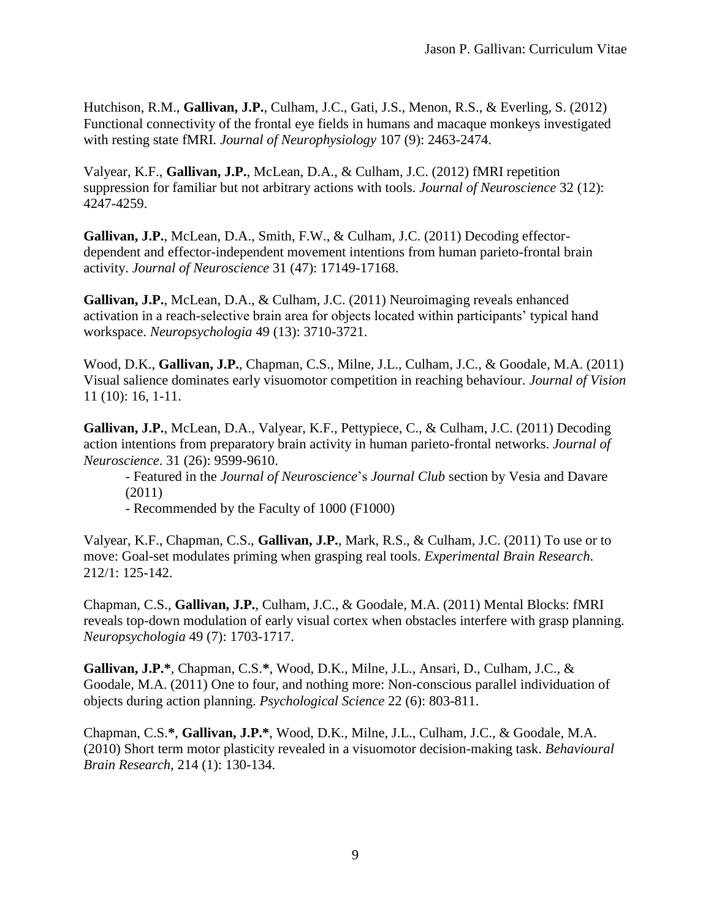Hutchison, R.M., **Gallivan, J.P.**, Culham, J.C., Gati, J.S., Menon, R.S., & Everling, S. (2012) Functional connectivity of the frontal eye fields in humans and macaque monkeys investigated with resting state fMRI. *Journal of Neurophysiology* 107 (9): 2463-2474.

Valyear, K.F., **Gallivan, J.P.**, McLean, D.A., & Culham, J.C. (2012) fMRI repetition suppression for familiar but not arbitrary actions with tools. *Journal of Neuroscience* 32 (12): 4247-4259.

**Gallivan, J.P.**, McLean, D.A., Smith, F.W., & Culham, J.C. (2011) Decoding effector-dependent and effector-independent movement intentions from human parieto-frontal brain activity. *Journal of Neuroscience* 31 (47): 17149-17168.

**Gallivan, J.P.**, McLean, D.A., & Culham, J.C. (2011) Neuroimaging reveals enhanced activation in a reach-selective brain area for objects located within participants' typical hand workspace. *Neuropsychologia* 49 (13): 3710-3721.

Wood, D.K., **Gallivan, J.P.**, Chapman, C.S., Milne, J.L., Culham, J.C., & Goodale, M.A. (2011) Visual salience dominates early visuomotor competition in reaching behaviour. *Journal of Vision* 11 (10): 16, 1-11.

**Gallivan, J.P.**, McLean, D.A., Valyear, K.F., Pettypiece, C., & Culham, J.C. (2011) Decoding action intentions from preparatory brain activity in human parieto-frontal networks. *Journal of Neuroscience*. 31 (26): 9599-9610.

- Featured in the *Journal of Neuroscience*'s *Journal Club* section by Vesia and Davare (2011)
- Recommended by the Faculty of 1000 (F1000)

Valyear, K.F., Chapman, C.S., **Gallivan, J.P.**, Mark, R.S., & Culham, J.C. (2011) To use or to move: Goal-set modulates priming when grasping real tools. *Experimental Brain Research*. 212/1: 125-142.

Chapman, C.S., **Gallivan, J.P.**, Culham, J.C., & Goodale, M.A. (2011) Mental Blocks: fMRI reveals top-down modulation of early visual cortex when obstacles interfere with grasp planning. *Neuropsychologia* 49 (7): 1703-1717.

**Gallivan, J.P.\***, Chapman, C.S.**\***, Wood, D.K., Milne, J.L., Ansari, D., Culham, J.C., & Goodale, M.A. (2011) One to four, and nothing more: Non-conscious parallel individuation of objects during action planning. *Psychological Science* 22 (6): 803-811.

Chapman, C.S.**\***, **Gallivan, J.P.\***, Wood, D.K., Milne, J.L., Culham, J.C., & Goodale, M.A. (2010) Short term motor plasticity revealed in a visuomotor decision-making task. *Behavioural Brain Research*, 214 (1): 130-134.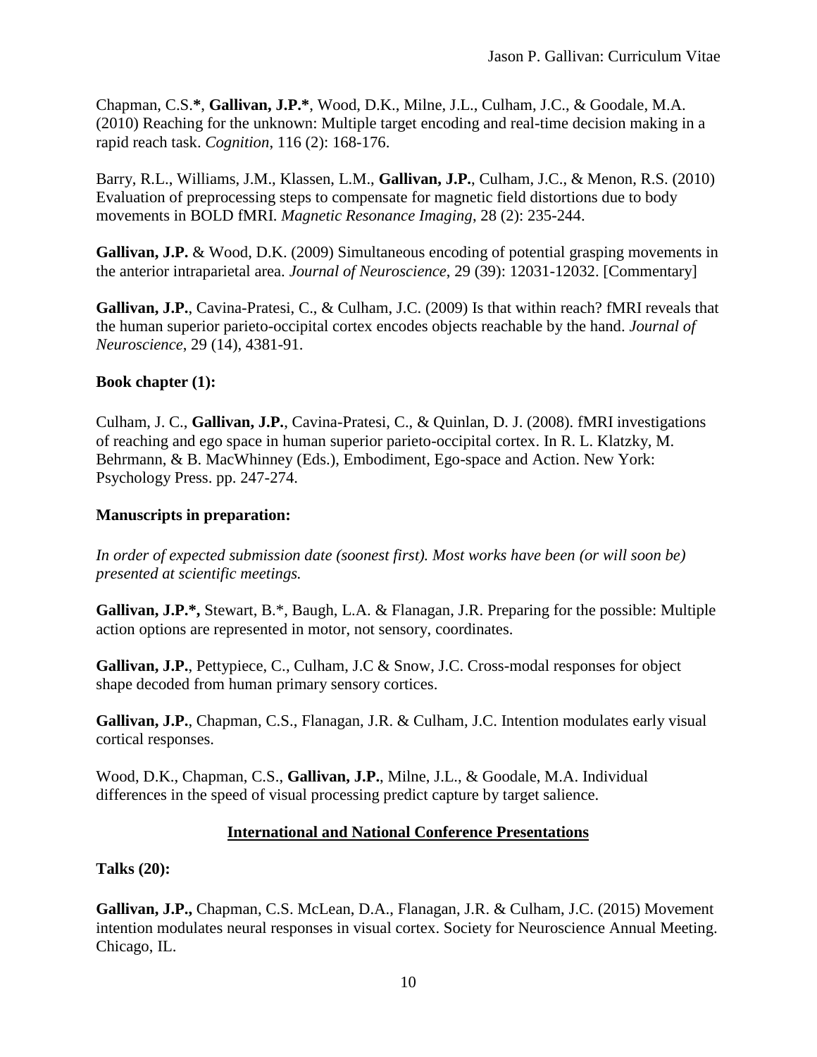Chapman, C.S.***, Gallivan, J.P.***, Wood, D.K., Milne, J.L., Culham, J.C., & Goodale, M.A. (2010) Reaching for the unknown: Multiple target encoding and real-time decision making in a rapid reach task. *Cognition*, 116 (2): 168-176.

Barry, R.L., Williams, J.M., Klassen, L.M., **Gallivan, J.P.**, Culham, J.C., & Menon, R.S. (2010) Evaluation of preprocessing steps to compensate for magnetic field distortions due to body movements in BOLD fMRI. *Magnetic Resonance Imaging*, 28 (2): 235-244.

**Gallivan, J.P.** & Wood, D.K. (2009) Simultaneous encoding of potential grasping movements in the anterior intraparietal area. *Journal of Neuroscience*, 29 (39): 12031-12032. [Commentary]

**Gallivan, J.P.**, Cavina-Pratesi, C., & Culham, J.C. (2009) Is that within reach? fMRI reveals that the human superior parieto-occipital cortex encodes objects reachable by the hand. *Journal of Neuroscience*, 29 (14), 4381-91.

**Book chapter (1):**

Culham, J. C., **Gallivan, J.P.**, Cavina-Pratesi, C., & Quinlan, D. J. (2008). fMRI investigations of reaching and ego space in human superior parieto-occipital cortex. In R. L. Klatzky, M. Behrmann, & B. MacWhinney (Eds.), Embodiment, Ego-space and Action. New York: Psychology Press. pp. 247-274.

**Manuscripts in preparation:**

*In order of expected submission date (soonest first). Most works have been (or will soon be) presented at scientific meetings.*

**Gallivan, J.P.*,** Stewart, B.*, Baugh, L.A. & Flanagan, J.R. Preparing for the possible: Multiple action options are represented in motor, not sensory, coordinates.

**Gallivan, J.P.**, Pettypiece, C., Culham, J.C & Snow, J.C. Cross-modal responses for object shape decoded from human primary sensory cortices.

**Gallivan, J.P.**, Chapman, C.S., Flanagan, J.R. & Culham, J.C. Intention modulates early visual cortical responses.

Wood, D.K., Chapman, C.S., **Gallivan, J.P.**, Milne, J.L., & Goodale, M.A. Individual differences in the speed of visual processing predict capture by target salience.

## International and National Conference Presentations

**Talks (20):**

**Gallivan, J.P.,** Chapman, C.S. McLean, D.A., Flanagan, J.R. & Culham, J.C. (2015) Movement intention modulates neural responses in visual cortex. Society for Neuroscience Annual Meeting. Chicago, IL.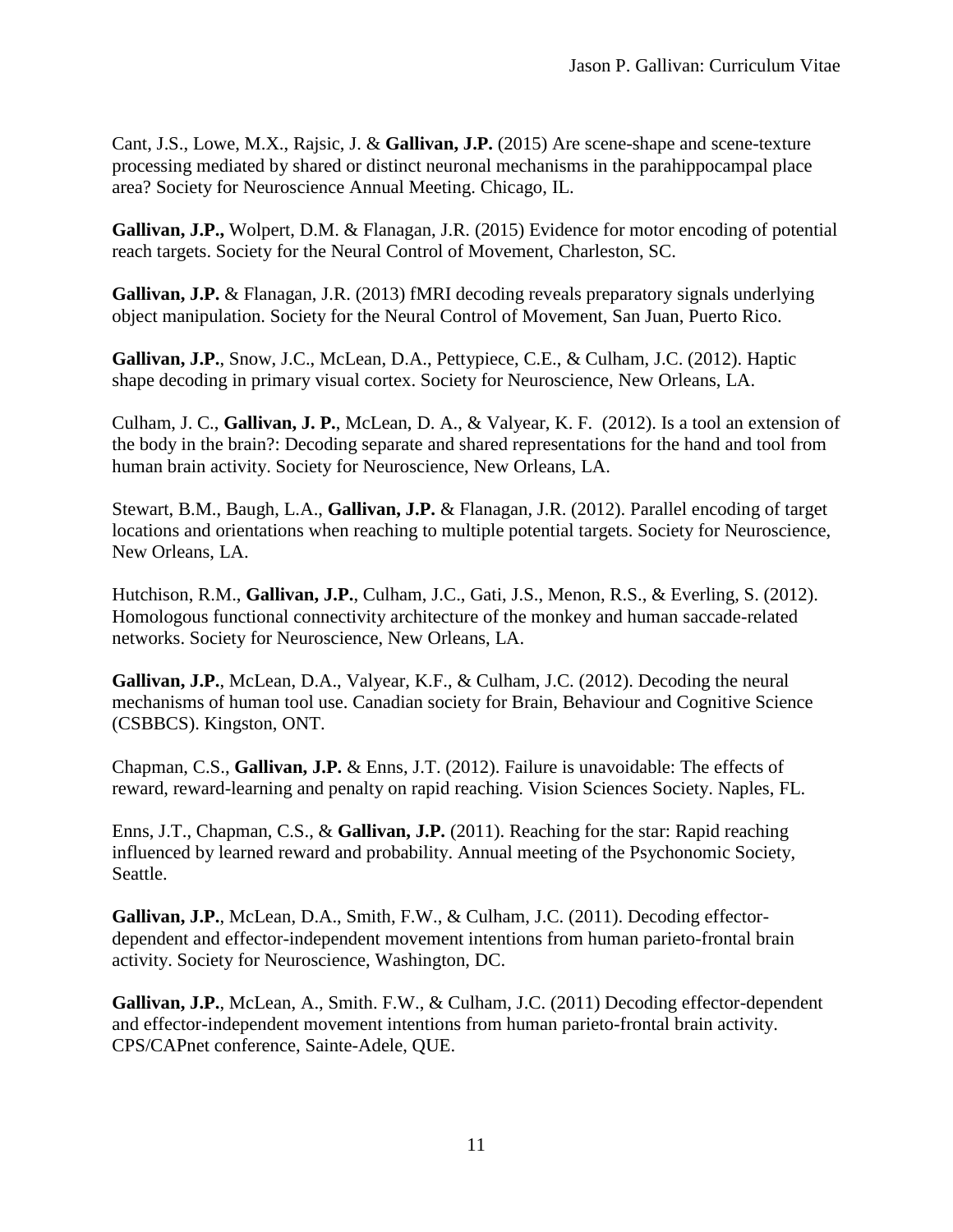Cant, J.S., Lowe, M.X., Rajsic, J. & **Gallivan, J.P.** (2015) Are scene-shape and scene-texture processing mediated by shared or distinct neuronal mechanisms in the parahippocampal place area? Society for Neuroscience Annual Meeting. Chicago, IL.

**Gallivan, J.P.,** Wolpert, D.M. & Flanagan, J.R. (2015) Evidence for motor encoding of potential reach targets. Society for the Neural Control of Movement, Charleston, SC.

**Gallivan, J.P.** & Flanagan, J.R. (2013) fMRI decoding reveals preparatory signals underlying object manipulation. Society for the Neural Control of Movement, San Juan, Puerto Rico.

**Gallivan, J.P.**, Snow, J.C., McLean, D.A., Pettypiece, C.E., & Culham, J.C. (2012). Haptic shape decoding in primary visual cortex. Society for Neuroscience, New Orleans, LA.

Culham, J. C., **Gallivan, J. P.**, McLean, D. A., & Valyear, K. F. (2012). Is a tool an extension of the body in the brain?: Decoding separate and shared representations for the hand and tool from human brain activity. Society for Neuroscience, New Orleans, LA.

Stewart, B.M., Baugh, L.A., **Gallivan, J.P.** & Flanagan, J.R. (2012). Parallel encoding of target locations and orientations when reaching to multiple potential targets. Society for Neuroscience, New Orleans, LA.

Hutchison, R.M., **Gallivan, J.P.**, Culham, J.C., Gati, J.S., Menon, R.S., & Everling, S. (2012). Homologous functional connectivity architecture of the monkey and human saccade-related networks. Society for Neuroscience, New Orleans, LA.

**Gallivan, J.P.**, McLean, D.A., Valyear, K.F., & Culham, J.C. (2012). Decoding the neural mechanisms of human tool use. Canadian society for Brain, Behaviour and Cognitive Science (CSBBCS). Kingston, ONT.

Chapman, C.S., **Gallivan, J.P.** & Enns, J.T. (2012). Failure is unavoidable: The effects of reward, reward-learning and penalty on rapid reaching. Vision Sciences Society. Naples, FL.

Enns, J.T., Chapman, C.S., & **Gallivan, J.P.** (2011). Reaching for the star: Rapid reaching influenced by learned reward and probability. Annual meeting of the Psychonomic Society, Seattle.

**Gallivan, J.P.**, McLean, D.A., Smith, F.W., & Culham, J.C. (2011). Decoding effector-dependent and effector-independent movement intentions from human parieto-frontal brain activity. Society for Neuroscience, Washington, DC.

**Gallivan, J.P.**, McLean, A., Smith. F.W., & Culham, J.C. (2011) Decoding effector-dependent and effector-independent movement intentions from human parieto-frontal brain activity. CPS/CAPnet conference, Sainte-Adele, QUE.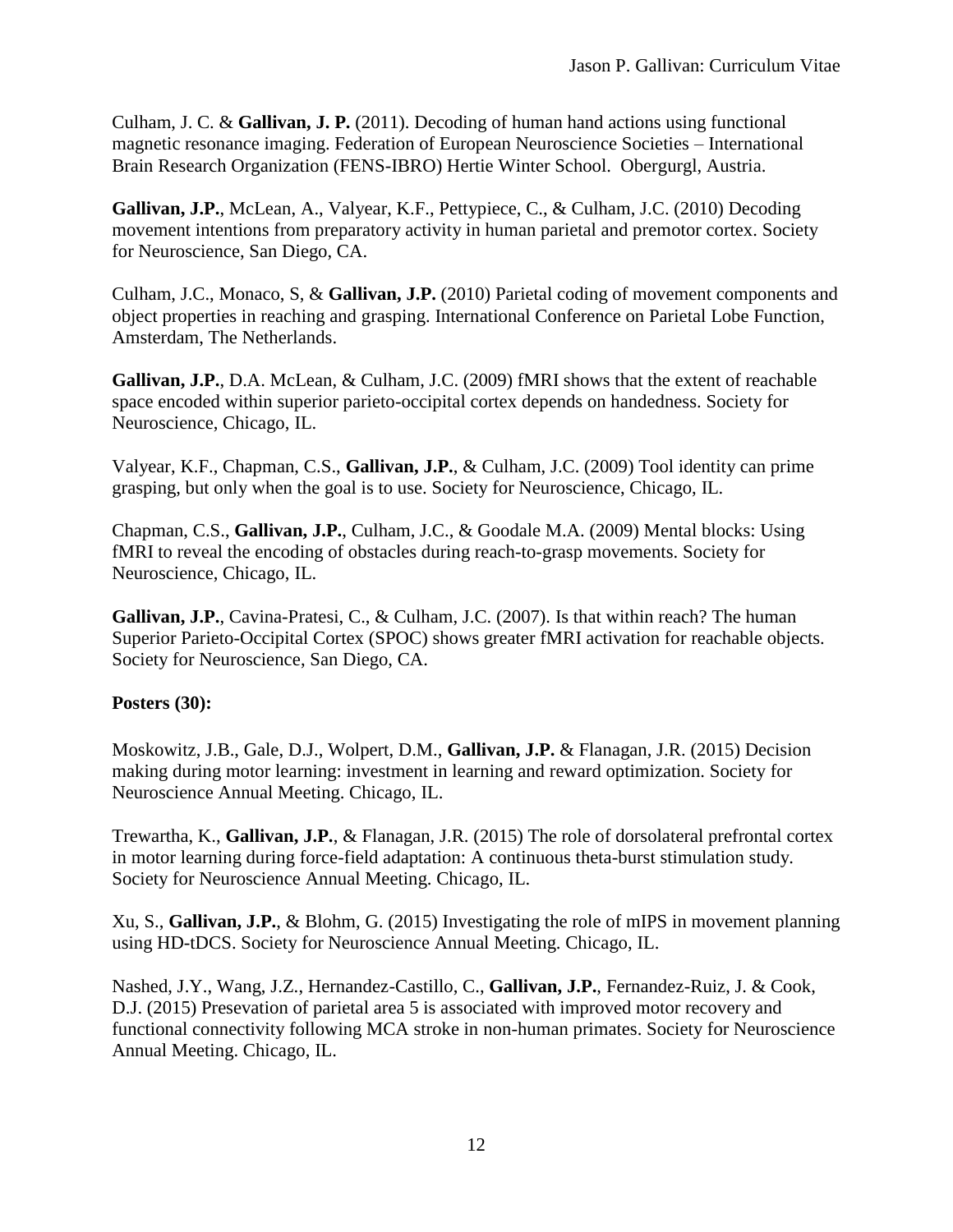Culham, J. C. & **Gallivan, J. P.** (2011). Decoding of human hand actions using functional magnetic resonance imaging. Federation of European Neuroscience Societies – International Brain Research Organization (FENS-IBRO) Hertie Winter School. Obergurgl, Austria.

**Gallivan, J.P.**, McLean, A., Valyear, K.F., Pettypiece, C., & Culham, J.C. (2010) Decoding movement intentions from preparatory activity in human parietal and premotor cortex. Society for Neuroscience, San Diego, CA.

Culham, J.C., Monaco, S, & **Gallivan, J.P.** (2010) Parietal coding of movement components and object properties in reaching and grasping. International Conference on Parietal Lobe Function, Amsterdam, The Netherlands.

**Gallivan, J.P.**, D.A. McLean, & Culham, J.C. (2009) fMRI shows that the extent of reachable space encoded within superior parieto-occipital cortex depends on handedness. Society for Neuroscience, Chicago, IL.

Valyear, K.F., Chapman, C.S., **Gallivan, J.P.**, & Culham, J.C. (2009) Tool identity can prime grasping, but only when the goal is to use. Society for Neuroscience, Chicago, IL.

Chapman, C.S., **Gallivan, J.P.**, Culham, J.C., & Goodale M.A. (2009) Mental blocks: Using fMRI to reveal the encoding of obstacles during reach-to-grasp movements. Society for Neuroscience, Chicago, IL.

**Gallivan, J.P.**, Cavina-Pratesi, C., & Culham, J.C. (2007). Is that within reach? The human Superior Parieto-Occipital Cortex (SPOC) shows greater fMRI activation for reachable objects. Society for Neuroscience, San Diego, CA.

**Posters (30):**

Moskowitz, J.B., Gale, D.J., Wolpert, D.M., **Gallivan, J.P.** & Flanagan, J.R. (2015) Decision making during motor learning: investment in learning and reward optimization. Society for Neuroscience Annual Meeting. Chicago, IL.

Trewartha, K., **Gallivan, J.P.**, & Flanagan, J.R. (2015) The role of dorsolateral prefrontal cortex in motor learning during force-field adaptation: A continuous theta-burst stimulation study. Society for Neuroscience Annual Meeting. Chicago, IL.

Xu, S., **Gallivan, J.P.**, & Blohm, G. (2015) Investigating the role of mIPS in movement planning using HD-tDCS. Society for Neuroscience Annual Meeting. Chicago, IL.

Nashed, J.Y., Wang, J.Z., Hernandez-Castillo, C., **Gallivan, J.P.**, Fernandez-Ruiz, J. & Cook, D.J. (2015) Presevation of parietal area 5 is associated with improved motor recovery and functional connectivity following MCA stroke in non-human primates. Society for Neuroscience Annual Meeting. Chicago, IL.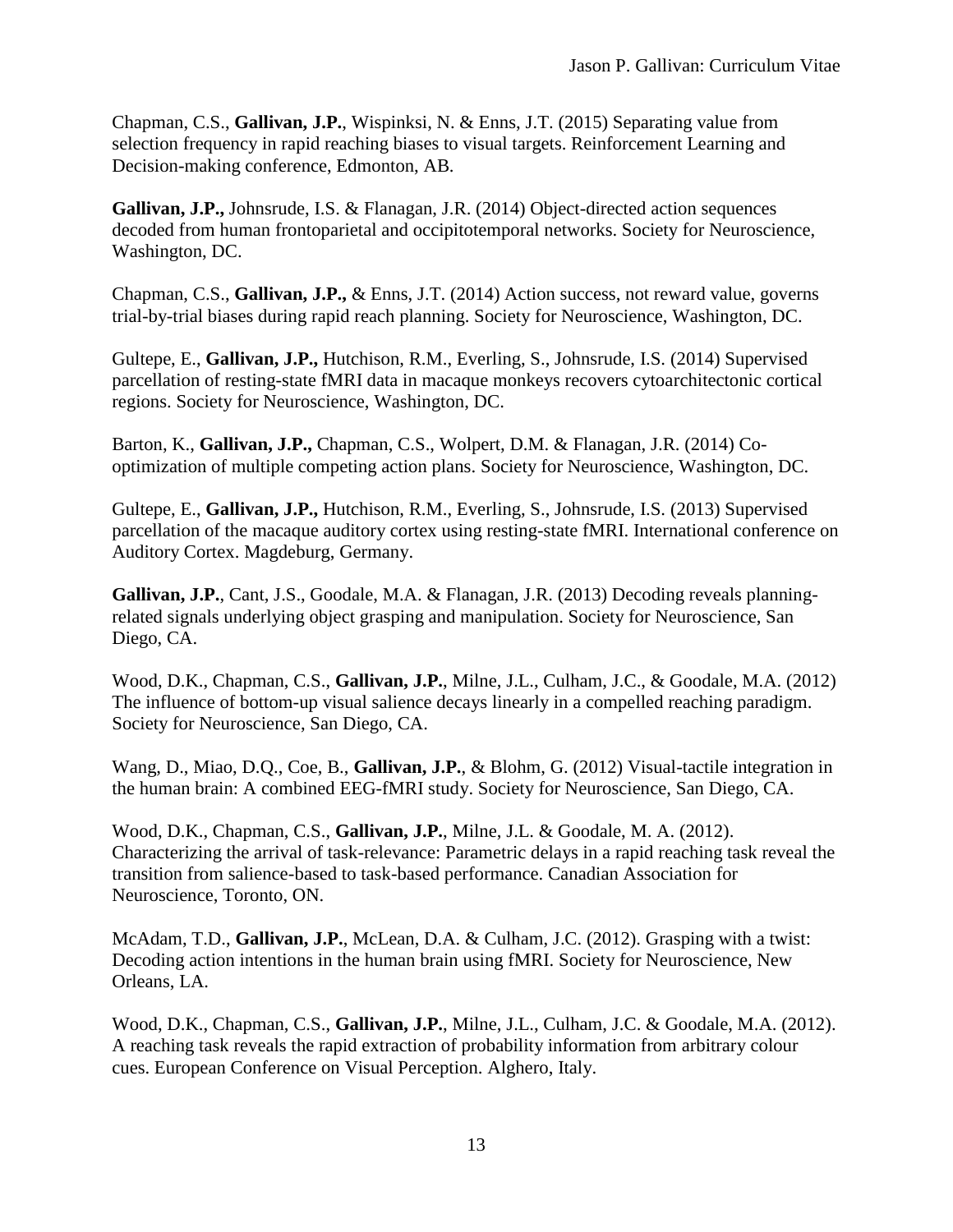Chapman, C.S., **Gallivan, J.P.**, Wispinksi, N. & Enns, J.T. (2015) Separating value from selection frequency in rapid reaching biases to visual targets. Reinforcement Learning and Decision-making conference, Edmonton, AB.

**Gallivan, J.P.,** Johnsrude, I.S. & Flanagan, J.R. (2014) Object-directed action sequences decoded from human frontoparietal and occipitotemporal networks. Society for Neuroscience, Washington, DC.

Chapman, C.S., **Gallivan, J.P.,** & Enns, J.T. (2014) Action success, not reward value, governs trial-by-trial biases during rapid reach planning. Society for Neuroscience, Washington, DC.

Gultepe, E., **Gallivan, J.P.,** Hutchison, R.M., Everling, S., Johnsrude, I.S. (2014) Supervised parcellation of resting-state fMRI data in macaque monkeys recovers cytoarchitectonic cortical regions. Society for Neuroscience, Washington, DC.

Barton, K., **Gallivan, J.P.,** Chapman, C.S., Wolpert, D.M. & Flanagan, J.R. (2014) Co-optimization of multiple competing action plans. Society for Neuroscience, Washington, DC.

Gultepe, E., **Gallivan, J.P.,** Hutchison, R.M., Everling, S., Johnsrude, I.S. (2013) Supervised parcellation of the macaque auditory cortex using resting-state fMRI. International conference on Auditory Cortex. Magdeburg, Germany.

**Gallivan, J.P.**, Cant, J.S., Goodale, M.A. & Flanagan, J.R. (2013) Decoding reveals planning-related signals underlying object grasping and manipulation. Society for Neuroscience, San Diego, CA.

Wood, D.K., Chapman, C.S., **Gallivan, J.P.**, Milne, J.L., Culham, J.C., & Goodale, M.A. (2012) The influence of bottom-up visual salience decays linearly in a compelled reaching paradigm. Society for Neuroscience, San Diego, CA.

Wang, D., Miao, D.Q., Coe, B., **Gallivan, J.P.**, & Blohm, G. (2012) Visual-tactile integration in the human brain: A combined EEG-fMRI study. Society for Neuroscience, San Diego, CA.

Wood, D.K., Chapman, C.S., **Gallivan, J.P.**, Milne, J.L. & Goodale, M. A. (2012). Characterizing the arrival of task-relevance: Parametric delays in a rapid reaching task reveal the transition from salience-based to task-based performance. Canadian Association for Neuroscience, Toronto, ON.

McAdam, T.D., **Gallivan, J.P.**, McLean, D.A. & Culham, J.C. (2012). Grasping with a twist: Decoding action intentions in the human brain using fMRI. Society for Neuroscience, New Orleans, LA.

Wood, D.K., Chapman, C.S., **Gallivan, J.P.**, Milne, J.L., Culham, J.C. & Goodale, M.A. (2012). A reaching task reveals the rapid extraction of probability information from arbitrary colour cues. European Conference on Visual Perception. Alghero, Italy.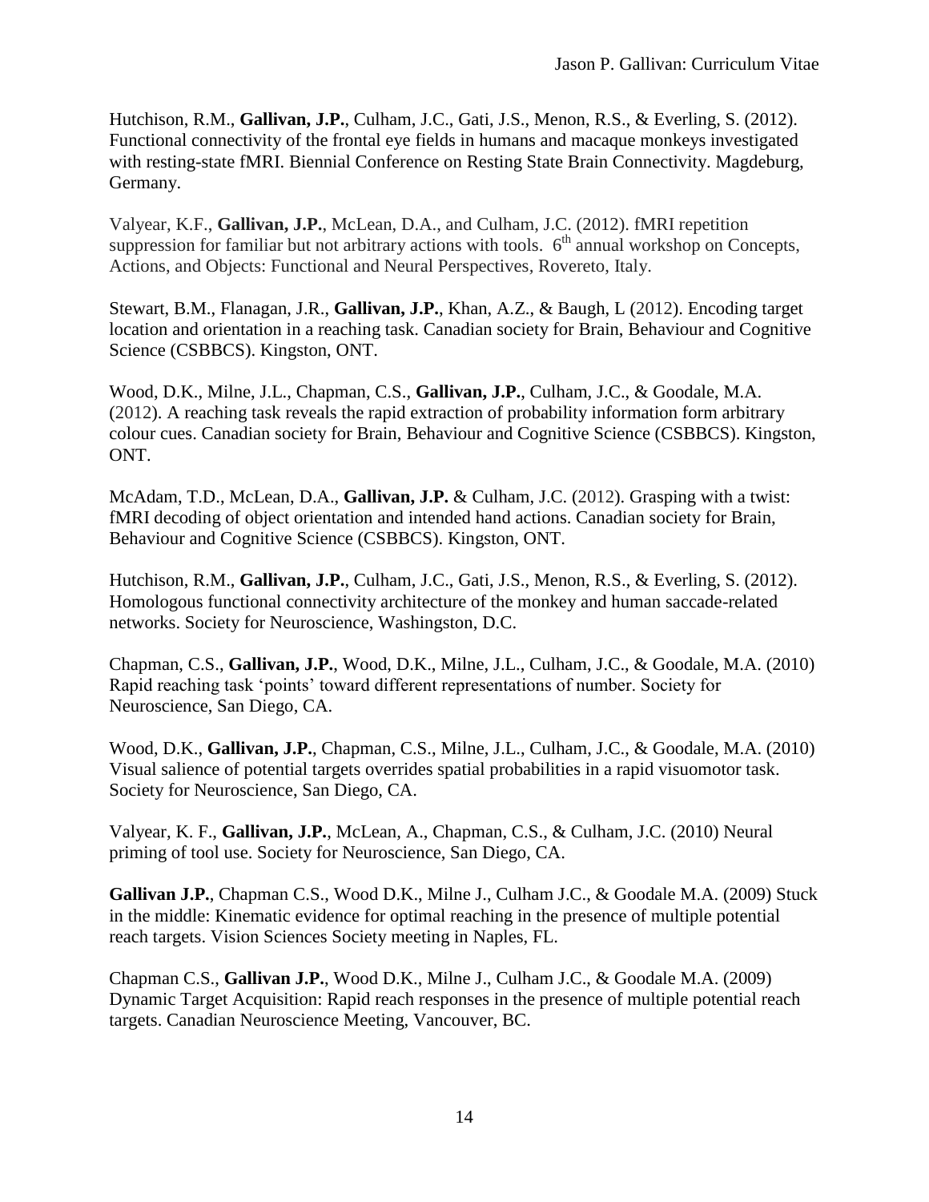Hutchison, R.M., **Gallivan, J.P.**, Culham, J.C., Gati, J.S., Menon, R.S., & Everling, S. (2012). Functional connectivity of the frontal eye fields in humans and macaque monkeys investigated with resting-state fMRI. Biennial Conference on Resting State Brain Connectivity. Magdeburg, Germany.

Valyear, K.F., **Gallivan, J.P.**, McLean, D.A., and Culham, J.C. (2012). fMRI repetition suppression for familiar but not arbitrary actions with tools. 6[th] annual workshop on Concepts, Actions, and Objects: Functional and Neural Perspectives, Rovereto, Italy.

Stewart, B.M., Flanagan, J.R., **Gallivan, J.P.**, Khan, A.Z., & Baugh, L (2012). Encoding target location and orientation in a reaching task. Canadian society for Brain, Behaviour and Cognitive Science (CSBBCS). Kingston, ONT.

Wood, D.K., Milne, J.L., Chapman, C.S., **Gallivan, J.P.**, Culham, J.C., & Goodale, M.A. (2012). A reaching task reveals the rapid extraction of probability information form arbitrary colour cues. Canadian society for Brain, Behaviour and Cognitive Science (CSBBCS). Kingston, ONT.

McAdam, T.D., McLean, D.A., **Gallivan, J.P.** & Culham, J.C. (2012). Grasping with a twist: fMRI decoding of object orientation and intended hand actions. Canadian society for Brain, Behaviour and Cognitive Science (CSBBCS). Kingston, ONT.

Hutchison, R.M., **Gallivan, J.P.**, Culham, J.C., Gati, J.S., Menon, R.S., & Everling, S. (2012). Homologous functional connectivity architecture of the monkey and human saccade-related networks. Society for Neuroscience, Washingston, D.C.

Chapman, C.S., **Gallivan, J.P.**, Wood, D.K., Milne, J.L., Culham, J.C., & Goodale, M.A. (2010) Rapid reaching task 'points' toward different representations of number. Society for Neuroscience, San Diego, CA.

Wood, D.K., **Gallivan, J.P.**, Chapman, C.S., Milne, J.L., Culham, J.C., & Goodale, M.A. (2010) Visual salience of potential targets overrides spatial probabilities in a rapid visuomotor task. Society for Neuroscience, San Diego, CA.

Valyear, K. F., **Gallivan, J.P.**, McLean, A., Chapman, C.S., & Culham, J.C. (2010) Neural priming of tool use. Society for Neuroscience, San Diego, CA.

**Gallivan J.P.**, Chapman C.S., Wood D.K., Milne J., Culham J.C., & Goodale M.A. (2009) Stuck in the middle: Kinematic evidence for optimal reaching in the presence of multiple potential reach targets. Vision Sciences Society meeting in Naples, FL.

Chapman C.S., **Gallivan J.P.**, Wood D.K., Milne J., Culham J.C., & Goodale M.A. (2009) Dynamic Target Acquisition: Rapid reach responses in the presence of multiple potential reach targets. Canadian Neuroscience Meeting, Vancouver, BC.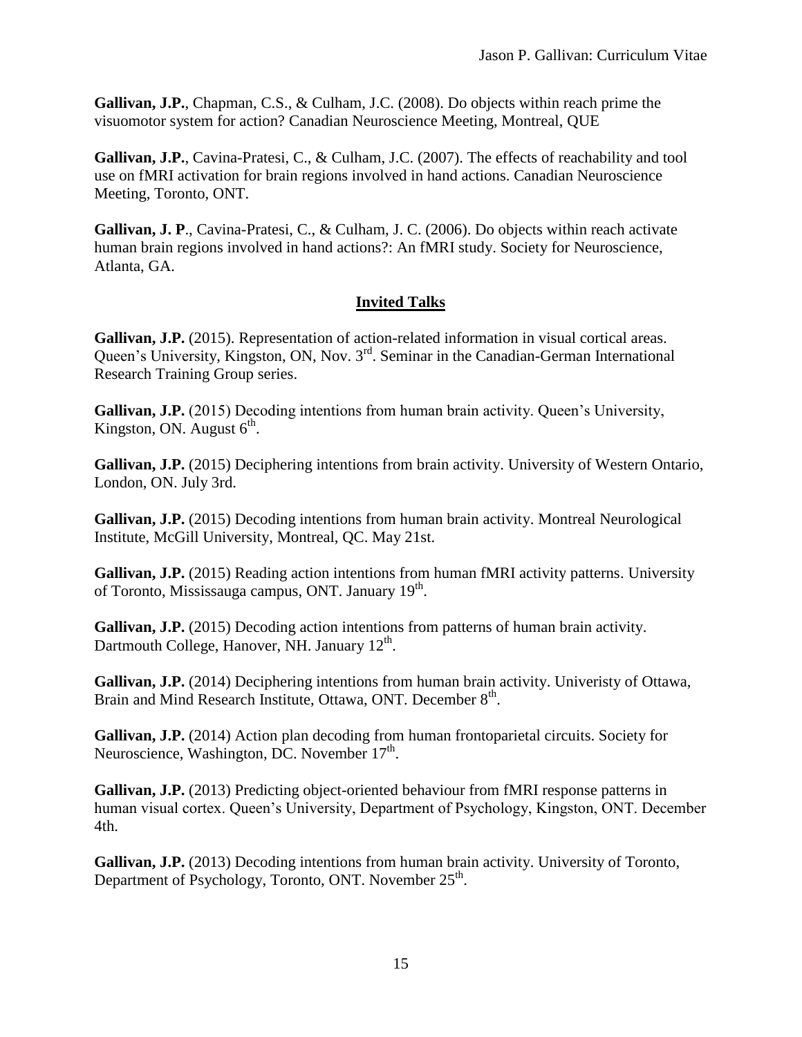**Gallivan, J.P.**, Chapman, C.S., & Culham, J.C. (2008). Do objects within reach prime the visuomotor system for action? Canadian Neuroscience Meeting, Montreal, QUE

**Gallivan, J.P.**, Cavina-Pratesi, C., & Culham, J.C. (2007). The effects of reachability and tool use on fMRI activation for brain regions involved in hand actions. Canadian Neuroscience Meeting, Toronto, ONT.

**Gallivan, J. P**., Cavina-Pratesi, C., & Culham, J. C. (2006). Do objects within reach activate human brain regions involved in hand actions?: An fMRI study. Society for Neuroscience, Atlanta, GA.

## Invited Talks

**Gallivan, J.P.** (2015). Representation of action-related information in visual cortical areas. Queen's University, Kingston, ON, Nov. 3rd. Seminar in the Canadian-German International Research Training Group series.

**Gallivan, J.P.** (2015) Decoding intentions from human brain activity. Queen's University, Kingston, ON. August 6th.

**Gallivan, J.P.** (2015) Deciphering intentions from brain activity. University of Western Ontario, London, ON. July 3rd.

**Gallivan, J.P.** (2015) Decoding intentions from human brain activity. Montreal Neurological Institute, McGill University, Montreal, QC. May 21st.

**Gallivan, J.P.** (2015) Reading action intentions from human fMRI activity patterns. University of Toronto, Mississauga campus, ONT. January 19th.

**Gallivan, J.P.** (2015) Decoding action intentions from patterns of human brain activity. Dartmouth College, Hanover, NH. January 12th.

**Gallivan, J.P.** (2014) Deciphering intentions from human brain activity. Univeristy of Ottawa, Brain and Mind Research Institute, Ottawa, ONT. December 8th.

**Gallivan, J.P.** (2014) Action plan decoding from human frontoparietal circuits. Society for Neuroscience, Washington, DC. November 17th.

**Gallivan, J.P.** (2013) Predicting object-oriented behaviour from fMRI response patterns in human visual cortex. Queen's University, Department of Psychology, Kingston, ONT. December 4th.

**Gallivan, J.P.** (2013) Decoding intentions from human brain activity. University of Toronto, Department of Psychology, Toronto, ONT. November 25th.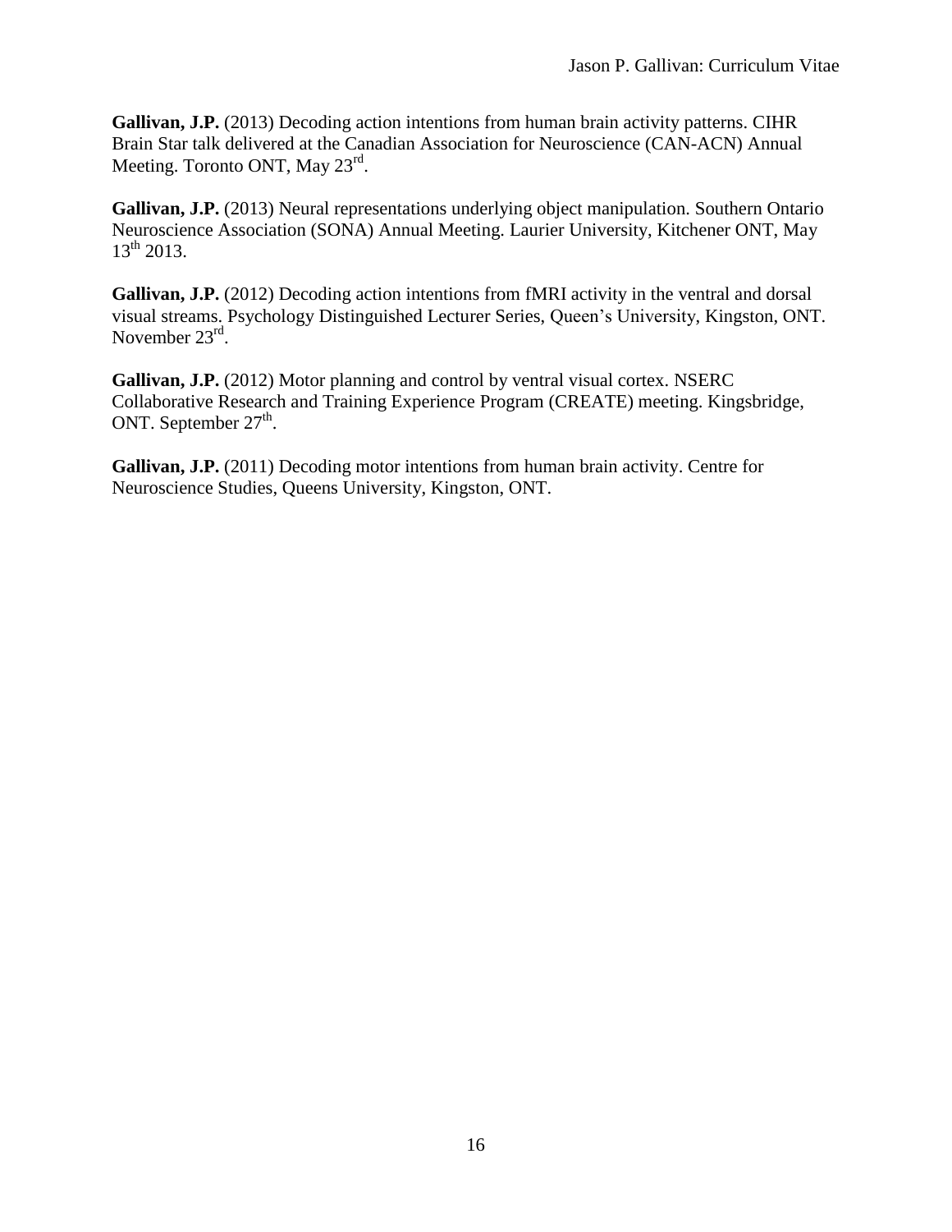**Gallivan, J.P.** (2013) Decoding action intentions from human brain activity patterns. CIHR Brain Star talk delivered at the Canadian Association for Neuroscience (CAN-ACN) Annual Meeting. Toronto ONT, May 23rd.

**Gallivan, J.P.** (2013) Neural representations underlying object manipulation. Southern Ontario Neuroscience Association (SONA) Annual Meeting. Laurier University, Kitchener ONT, May 13th 2013.

**Gallivan, J.P.** (2012) Decoding action intentions from fMRI activity in the ventral and dorsal visual streams. Psychology Distinguished Lecturer Series, Queen's University, Kingston, ONT. November 23rd.

**Gallivan, J.P.** (2012) Motor planning and control by ventral visual cortex. NSERC Collaborative Research and Training Experience Program (CREATE) meeting. Kingsbridge, ONT. September 27th.

**Gallivan, J.P.** (2011) Decoding motor intentions from human brain activity. Centre for Neuroscience Studies, Queens University, Kingston, ONT.